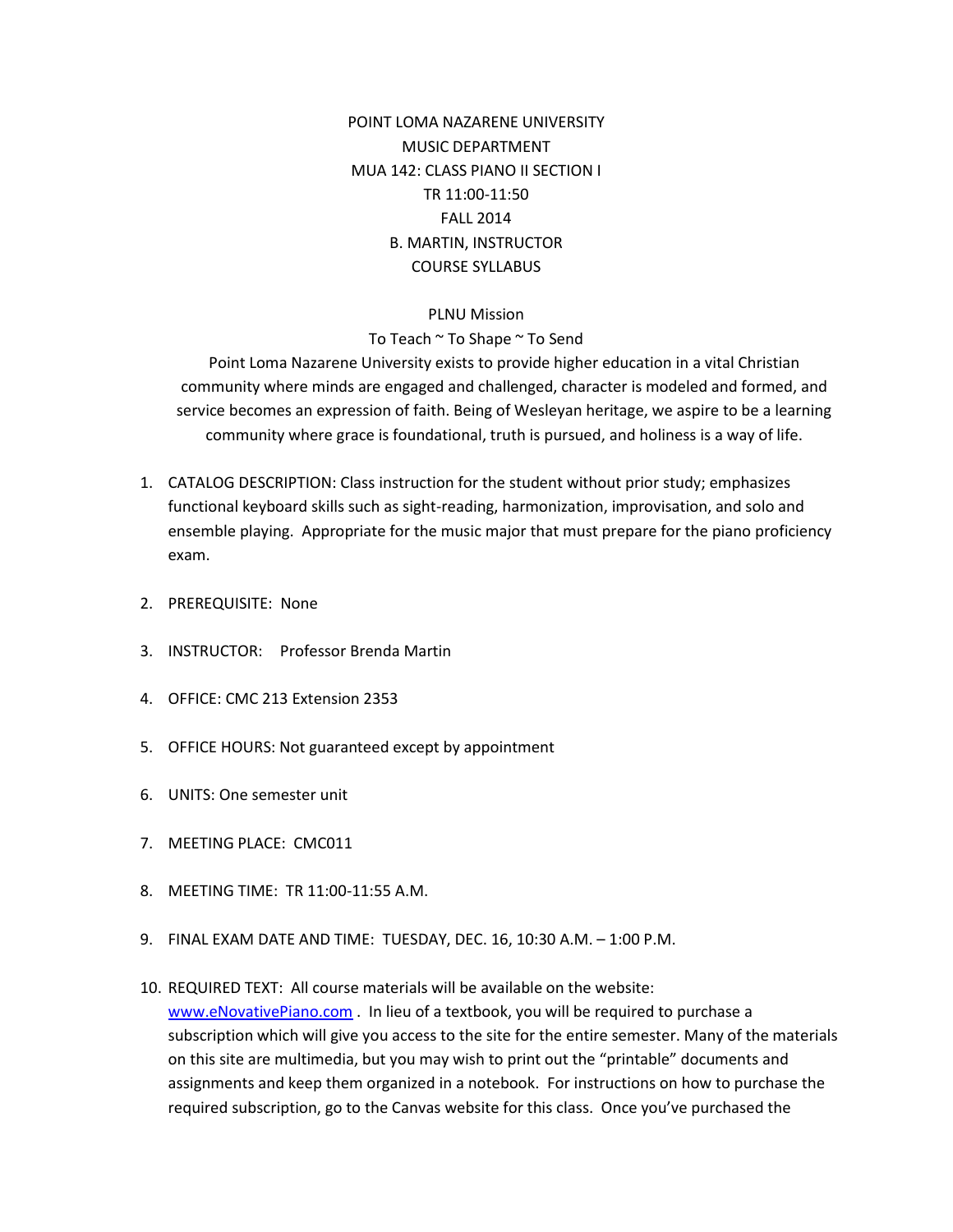POINT LOMA NAZARENE UNIVERSITY
MUSIC DEPARTMENT
MUA 142: CLASS PIANO II SECTION I
TR 11:00-11:50
FALL 2014
B. MARTIN, INSTRUCTOR
COURSE SYLLABUS

PLNU Mission

To Teach ~ To Shape ~ To Send

Point Loma Nazarene University exists to provide higher education in a vital Christian community where minds are engaged and challenged, character is modeled and formed, and service becomes an expression of faith. Being of Wesleyan heritage, we aspire to be a learning community where grace is foundational, truth is pursued, and holiness is a way of life.

1. CATALOG DESCRIPTION: Class instruction for the student without prior study; emphasizes functional keyboard skills such as sight-reading, harmonization, improvisation, and solo and ensemble playing. Appropriate for the music major that must prepare for the piano proficiency exam.

2. PREREQUISITE: None

3. INSTRUCTOR: Professor Brenda Martin

4. OFFICE: CMC 213 Extension 2353

5. OFFICE HOURS: Not guaranteed except by appointment

6. UNITS: One semester unit

7. MEETING PLACE: CMC011

8. MEETING TIME: TR 11:00-11:55 A.M.

9. FINAL EXAM DATE AND TIME: TUESDAY, DEC. 16, 10:30 A.M. – 1:00 P.M.

10. REQUIRED TEXT: All course materials will be available on the website: [www.eNovativePiano.com](http://www.eNovativePiano.com) . In lieu of a textbook, you will be required to purchase a subscription which will give you access to the site for the entire semester. Many of the materials on this site are multimedia, but you may wish to print out the "printable" documents and assignments and keep them organized in a notebook. For instructions on how to purchase the required subscription, go to the Canvas website for this class. Once you've purchased the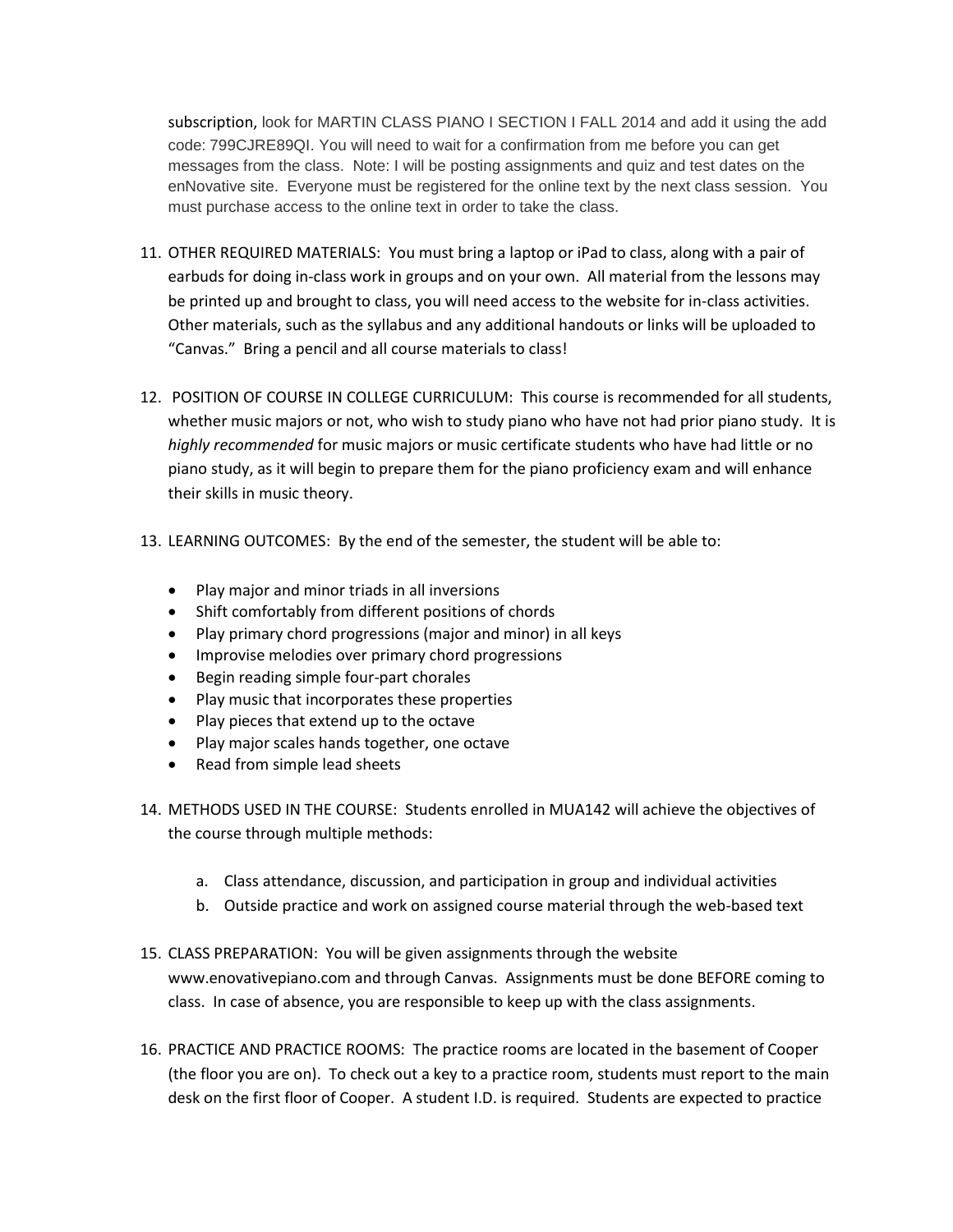subscription, look for MARTIN CLASS PIANO I SECTION I FALL 2014 and add it using the add code: 799CJRE89QI. You will need to wait for a confirmation from me before you can get messages from the class. Note: I will be posting assignments and quiz and test dates on the enNovative site. Everyone must be registered for the online text by the next class session. You must purchase access to the online text in order to take the class.

11. OTHER REQUIRED MATERIALS: You must bring a laptop or iPad to class, along with a pair of earbuds for doing in-class work in groups and on your own. All material from the lessons may be printed up and brought to class, you will need access to the website for in-class activities. Other materials, such as the syllabus and any additional handouts or links will be uploaded to "Canvas." Bring a pencil and all course materials to class!

12. POSITION OF COURSE IN COLLEGE CURRICULUM: This course is recommended for all students, whether music majors or not, who wish to study piano who have not had prior piano study. It is *highly recommended* for music majors or music certificate students who have had little or no piano study, as it will begin to prepare them for the piano proficiency exam and will enhance their skills in music theory.

13. LEARNING OUTCOMES: By the end of the semester, the student will be able to:

    - Play major and minor triads in all inversions
    - Shift comfortably from different positions of chords
    - Play primary chord progressions (major and minor) in all keys
    - Improvise melodies over primary chord progressions
    - Begin reading simple four-part chorales
    - Play music that incorporates these properties
    - Play pieces that extend up to the octave
    - Play major scales hands together, one octave
    - Read from simple lead sheets

14. METHODS USED IN THE COURSE: Students enrolled in MUA142 will achieve the objectives of the course through multiple methods:

    a. Class attendance, discussion, and participation in group and individual activities
    b. Outside practice and work on assigned course material through the web-based text

15. CLASS PREPARATION: You will be given assignments through the website www.enovativepiano.com and through Canvas. Assignments must be done BEFORE coming to class. In case of absence, you are responsible to keep up with the class assignments.

16. PRACTICE AND PRACTICE ROOMS: The practice rooms are located in the basement of Cooper (the floor you are on). To check out a key to a practice room, students must report to the main desk on the first floor of Cooper. A student I.D. is required. Students are expected to practice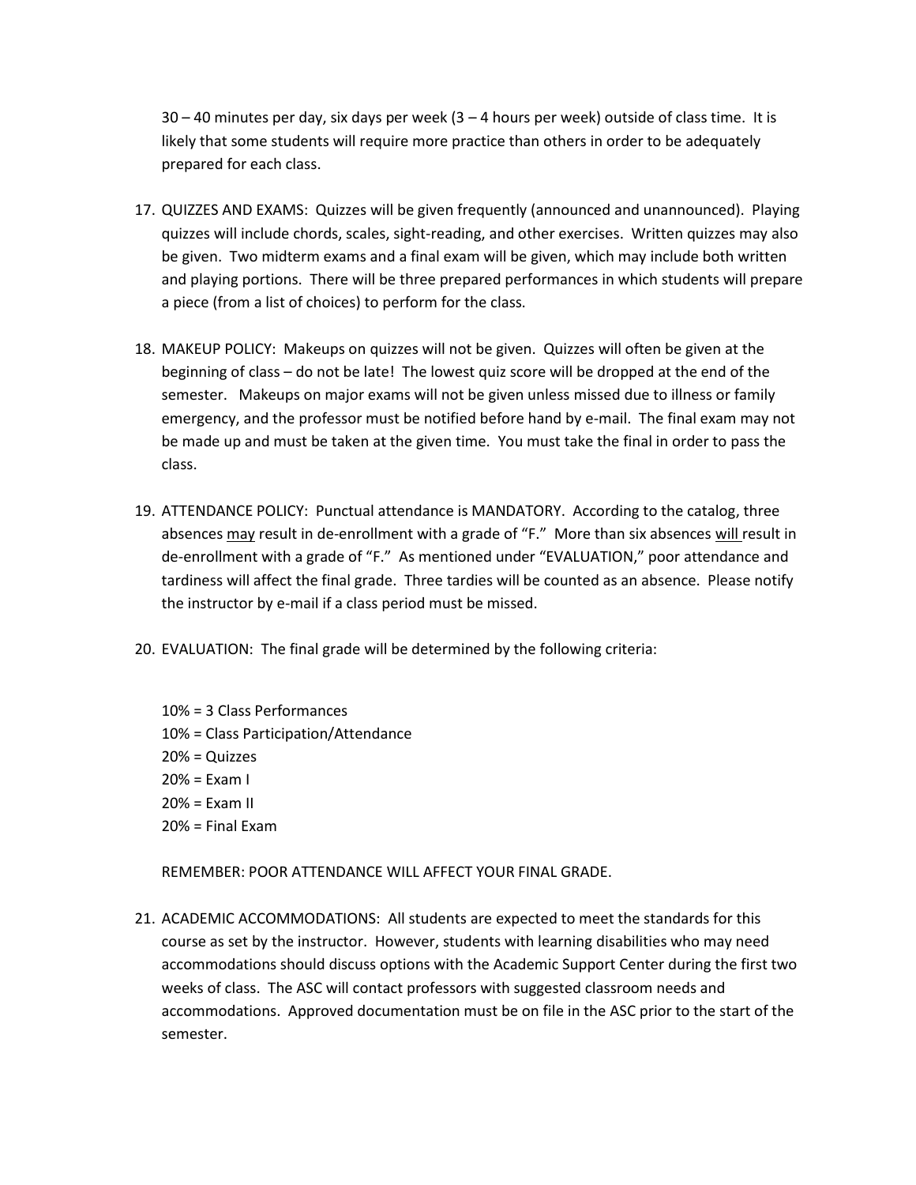30 – 40 minutes per day, six days per week (3 – 4 hours per week) outside of class time. It is likely that some students will require more practice than others in order to be adequately prepared for each class.

17. QUIZZES AND EXAMS: Quizzes will be given frequently (announced and unannounced). Playing quizzes will include chords, scales, sight-reading, and other exercises. Written quizzes may also be given. Two midterm exams and a final exam will be given, which may include both written and playing portions. There will be three prepared performances in which students will prepare a piece (from a list of choices) to perform for the class.

18. MAKEUP POLICY: Makeups on quizzes will not be given. Quizzes will often be given at the beginning of class – do not be late! The lowest quiz score will be dropped at the end of the semester. Makeups on major exams will not be given unless missed due to illness or family emergency, and the professor must be notified before hand by e-mail. The final exam may not be made up and must be taken at the given time. You must take the final in order to pass the class.

19. ATTENDANCE POLICY: Punctual attendance is MANDATORY. According to the catalog, three absences <u>may</u> result in de-enrollment with a grade of "F." More than six absences <u>will</u> result in de-enrollment with a grade of "F." As mentioned under "EVALUATION," poor attendance and tardiness will affect the final grade. Three tardies will be counted as an absence. Please notify the instructor by e-mail if a class period must be missed.

20. EVALUATION: The final grade will be determined by the following criteria:

    10% = 3 Class Performances
    10% = Class Participation/Attendance
    20% = Quizzes
    20% = Exam I
    20% = Exam II
    20% = Final Exam

    REMEMBER: POOR ATTENDANCE WILL AFFECT YOUR FINAL GRADE.

21. ACADEMIC ACCOMMODATIONS: All students are expected to meet the standards for this course as set by the instructor. However, students with learning disabilities who may need accommodations should discuss options with the Academic Support Center during the first two weeks of class. The ASC will contact professors with suggested classroom needs and accommodations. Approved documentation must be on file in the ASC prior to the start of the semester.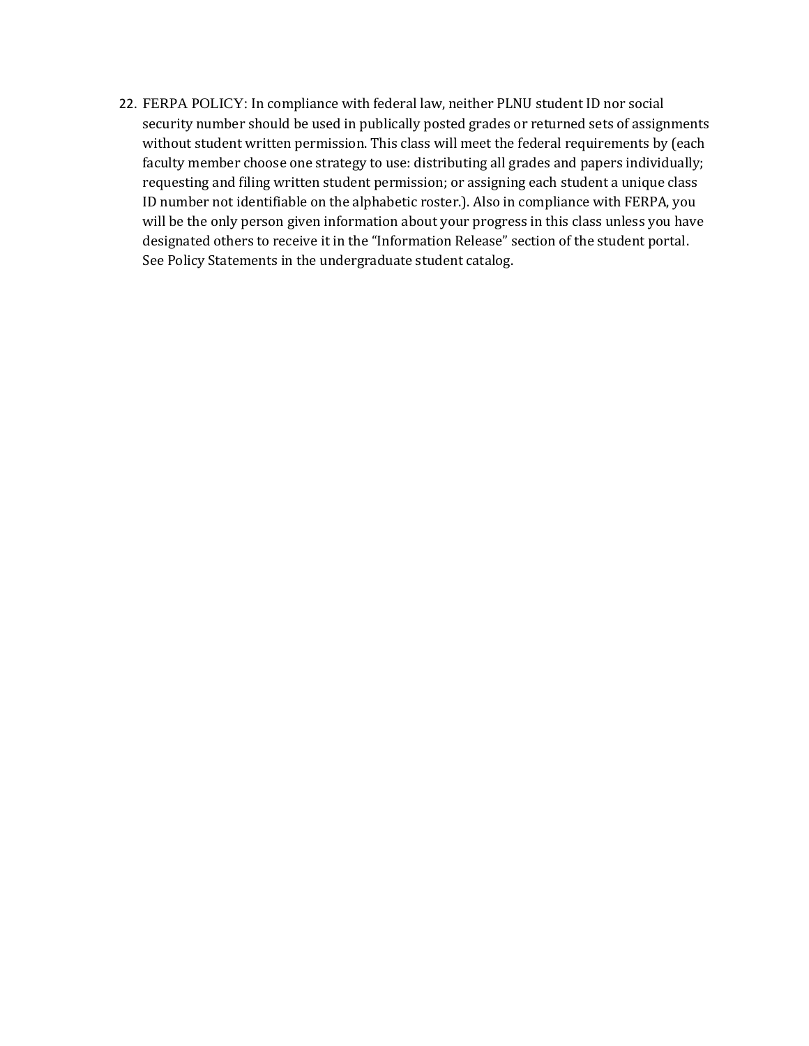22. FERPA POLICY: In compliance with federal law, neither PLNU student ID nor social security number should be used in publically posted grades or returned sets of assignments without student written permission. This class will meet the federal requirements by (each faculty member choose one strategy to use: distributing all grades and papers individually; requesting and filing written student permission; or assigning each student a unique class ID number not identifiable on the alphabetic roster.). Also in compliance with FERPA, you will be the only person given information about your progress in this class unless you have designated others to receive it in the "Information Release" section of the student portal. See Policy Statements in the undergraduate student catalog.